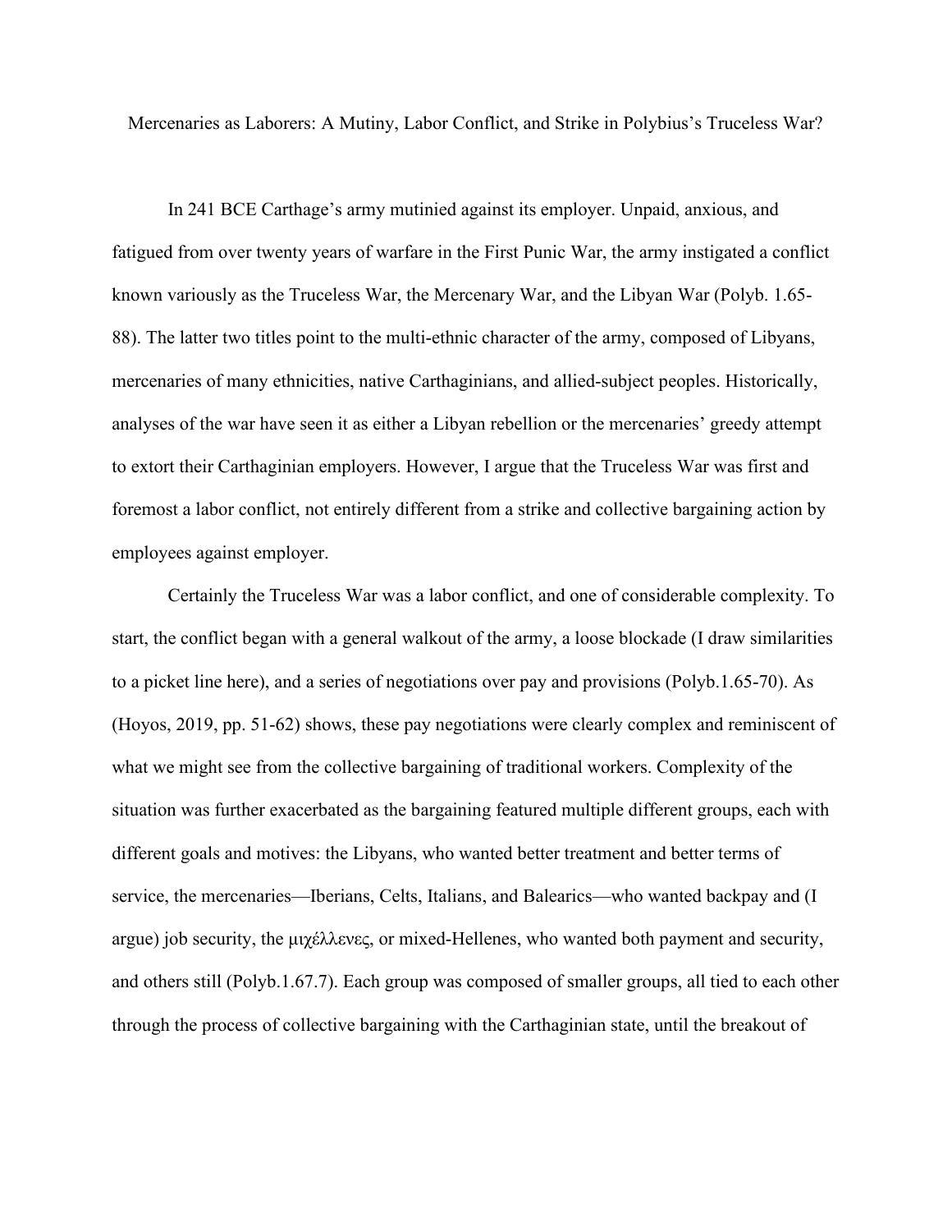# Mercenaries as Laborers: A Mutiny, Labor Conflict, and Strike in Polybius's Truceless War?

In 241 BCE Carthage's army mutinied against its employer. Unpaid, anxious, and fatigued from over twenty years of warfare in the First Punic War, the army instigated a conflict known variously as the Truceless War, the Mercenary War, and the Libyan War (Polyb. 1.65-88). The latter two titles point to the multi-ethnic character of the army, composed of Libyans, mercenaries of many ethnicities, native Carthaginians, and allied-subject peoples. Historically, analyses of the war have seen it as either a Libyan rebellion or the mercenaries' greedy attempt to extort their Carthaginian employers. However, I argue that the Truceless War was first and foremost a labor conflict, not entirely different from a strike and collective bargaining action by employees against employer.

Certainly the Truceless War was a labor conflict, and one of considerable complexity. To start, the conflict began with a general walkout of the army, a loose blockade (I draw similarities to a picket line here), and a series of negotiations over pay and provisions (Polyb.1.65-70). As (Hoyos, 2019, pp. 51-62) shows, these pay negotiations were clearly complex and reminiscent of what we might see from the collective bargaining of traditional workers. Complexity of the situation was further exacerbated as the bargaining featured multiple different groups, each with different goals and motives: the Libyans, who wanted better treatment and better terms of service, the mercenaries—Iberians, Celts, Italians, and Balearics—who wanted backpay and (I argue) job security, the μιχέλλενες, or mixed-Hellenes, who wanted both payment and security, and others still (Polyb.1.67.7). Each group was composed of smaller groups, all tied to each other through the process of collective bargaining with the Carthaginian state, until the breakout of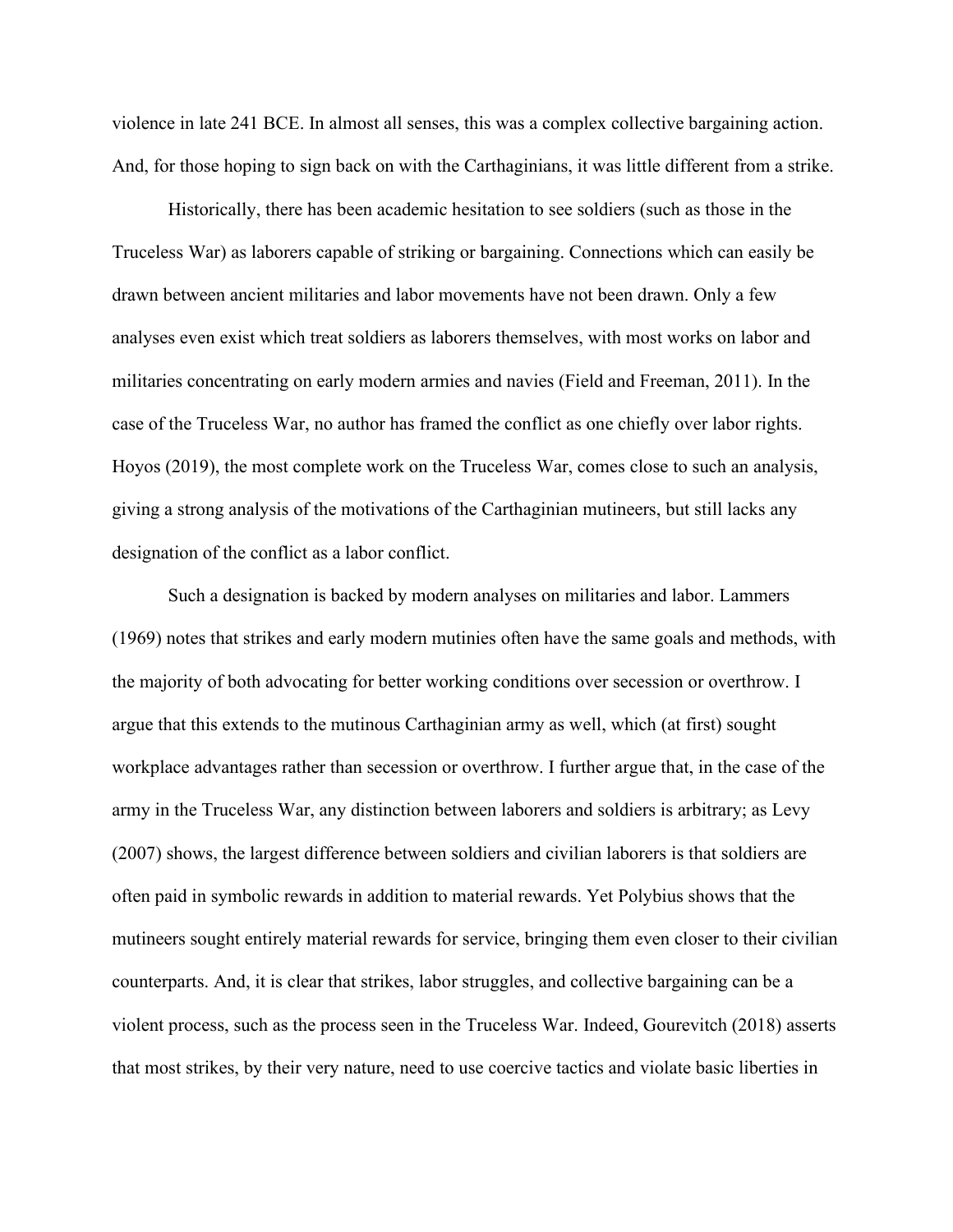violence in late 241 BCE. In almost all senses, this was a complex collective bargaining action. And, for those hoping to sign back on with the Carthaginians, it was little different from a strike.

Historically, there has been academic hesitation to see soldiers (such as those in the Truceless War) as laborers capable of striking or bargaining. Connections which can easily be drawn between ancient militaries and labor movements have not been drawn. Only a few analyses even exist which treat soldiers as laborers themselves, with most works on labor and militaries concentrating on early modern armies and navies (Field and Freeman, 2011). In the case of the Truceless War, no author has framed the conflict as one chiefly over labor rights. Hoyos (2019), the most complete work on the Truceless War, comes close to such an analysis, giving a strong analysis of the motivations of the Carthaginian mutineers, but still lacks any designation of the conflict as a labor conflict.

Such a designation is backed by modern analyses on militaries and labor. Lammers (1969) notes that strikes and early modern mutinies often have the same goals and methods, with the majority of both advocating for better working conditions over secession or overthrow. I argue that this extends to the mutinous Carthaginian army as well, which (at first) sought workplace advantages rather than secession or overthrow. I further argue that, in the case of the army in the Truceless War, any distinction between laborers and soldiers is arbitrary; as Levy (2007) shows, the largest difference between soldiers and civilian laborers is that soldiers are often paid in symbolic rewards in addition to material rewards. Yet Polybius shows that the mutineers sought entirely material rewards for service, bringing them even closer to their civilian counterparts. And, it is clear that strikes, labor struggles, and collective bargaining can be a violent process, such as the process seen in the Truceless War. Indeed, Gourevitch (2018) asserts that most strikes, by their very nature, need to use coercive tactics and violate basic liberties in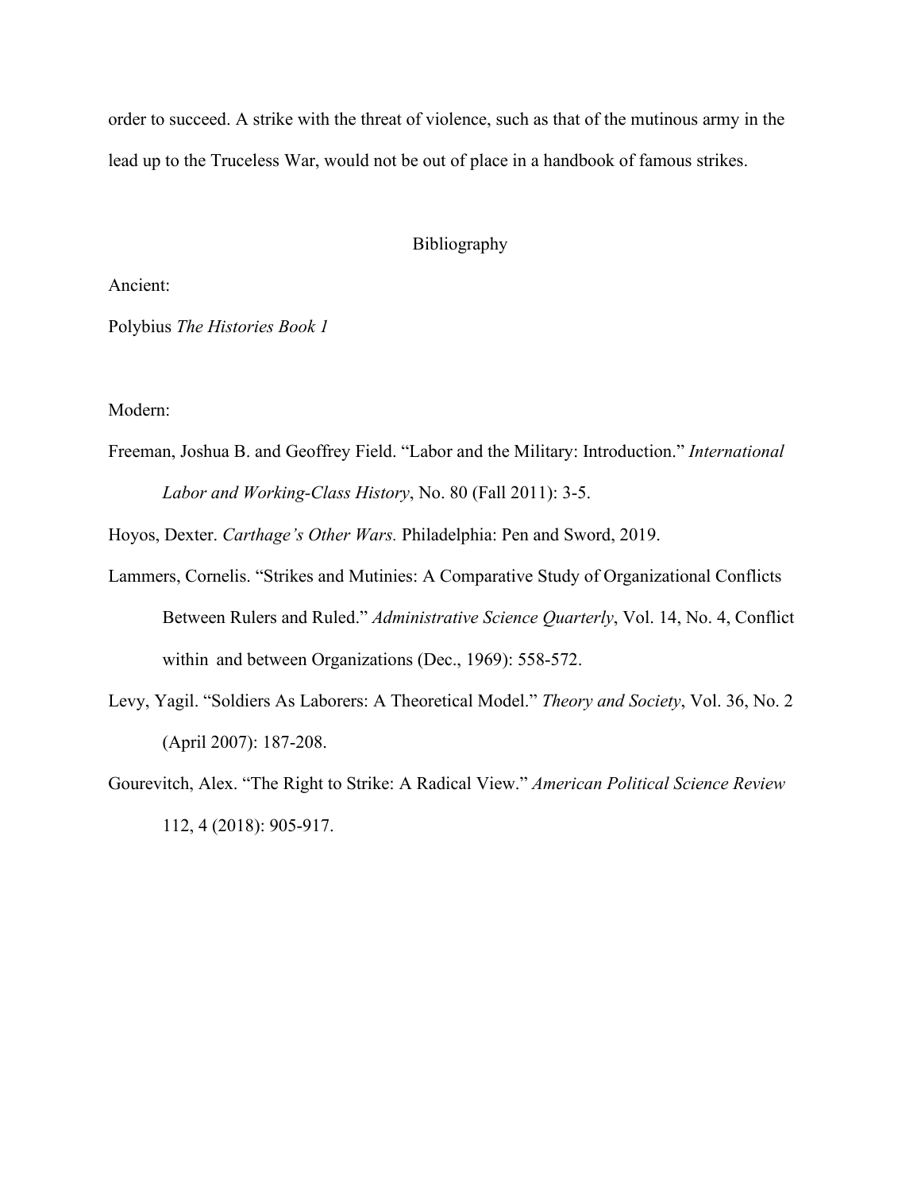order to succeed. A strike with the threat of violence, such as that of the mutinous army in the lead up to the Truceless War, would not be out of place in a handbook of famous strikes.

## Bibliography

Ancient:

Polybius *The Histories Book 1*

Modern:

Freeman, Joshua B. and Geoffrey Field. "Labor and the Military: Introduction." *International Labor and Working-Class History*, No. 80 (Fall 2011): 3-5.

Hoyos, Dexter. *Carthage's Other Wars.* Philadelphia: Pen and Sword, 2019.

Lammers, Cornelis. "Strikes and Mutinies: A Comparative Study of Organizational Conflicts Between Rulers and Ruled." *Administrative Science Quarterly*, Vol. 14, No. 4, Conflict within and between Organizations (Dec., 1969): 558-572.

Levy, Yagil. "Soldiers As Laborers: A Theoretical Model." *Theory and Society*, Vol. 36, No. 2 (April 2007): 187-208.

Gourevitch, Alex. "The Right to Strike: A Radical View." *American Political Science Review* 112, 4 (2018): 905-917.